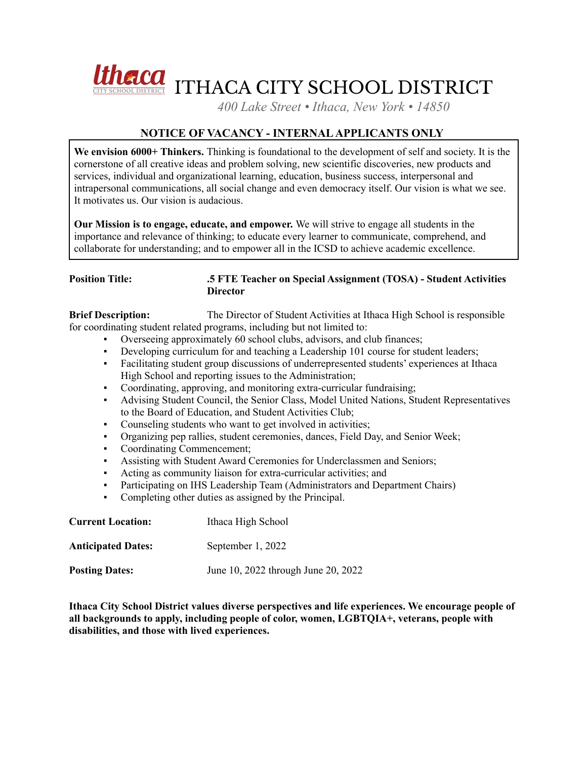# ITHACA CITY SCHOOL DISTRICT

*400 Lake Street • Ithaca, New York • 14850*

## NOTICE OF VACANCY - INTERNAL APPLICANTS ONLY

**We envision 6000+ Thinkers.** Thinking is foundational to the development of self and society. It is the cornerstone of all creative ideas and problem solving, new scientific discoveries, new products and services, individual and organizational learning, education, business success, interpersonal and intrapersonal communications, all social change and even democracy itself. Our vision is what we see. It motivates us. Our vision is audacious.

**Our Mission is to engage, educate, and empower.** We will strive to engage all students in the importance and relevance of thinking; to educate every learner to communicate, comprehend, and collaborate for understanding; and to empower all in the ICSD to achieve academic excellence.

**Position Title:** **.5 FTE Teacher on Special Assignment (TOSA) - Student Activities Director**

**Brief Description:** The Director of Student Activities at Ithaca High School is responsible for coordinating student related programs, including but not limited to:

- Overseeing approximately 60 school clubs, advisors, and club finances;
- Developing curriculum for and teaching a Leadership 101 course for student leaders;
- Facilitating student group discussions of underrepresented students' experiences at Ithaca High School and reporting issues to the Administration;
- Coordinating, approving, and monitoring extra-curricular fundraising;
- Advising Student Council, the Senior Class, Model United Nations, Student Representatives to the Board of Education, and Student Activities Club;
- Counseling students who want to get involved in activities;
- Organizing pep rallies, student ceremonies, dances, Field Day, and Senior Week;
- Coordinating Commencement;
- Assisting with Student Award Ceremonies for Underclassmen and Seniors;
- Acting as community liaison for extra-curricular activities; and
- Participating on IHS Leadership Team (Administrators and Department Chairs)
- Completing other duties as assigned by the Principal.

**Current Location:** Ithaca High School

**Anticipated Dates:** September 1, 2022

**Posting Dates:** June 10, 2022 through June 20, 2022

**Ithaca City School District values diverse perspectives and life experiences. We encourage people of all backgrounds to apply, including people of color, women, LGBTQIA+, veterans, people with disabilities, and those with lived experiences.**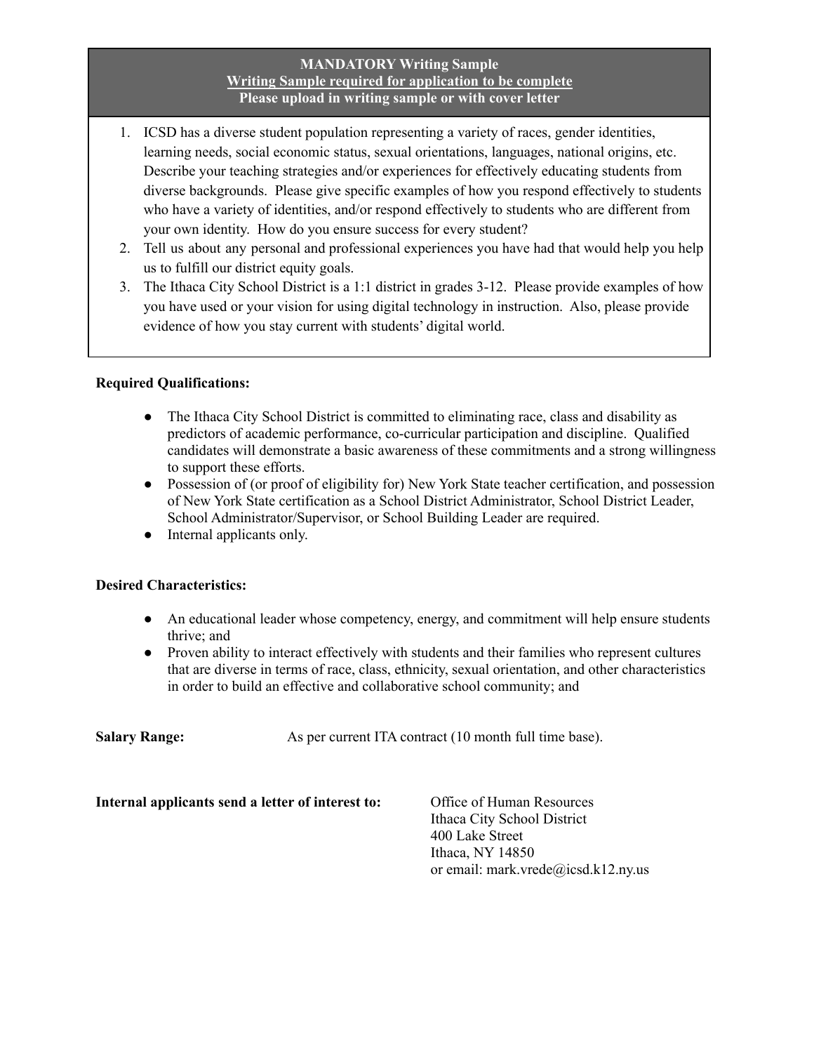**MANDATORY Writing Sample**
**Writing Sample required for application to be complete**
**Please upload in writing sample or with cover letter**

1. ICSD has a diverse student population representing a variety of races, gender identities, learning needs, social economic status, sexual orientations, languages, national origins, etc. Describe your teaching strategies and/or experiences for effectively educating students from diverse backgrounds. Please give specific examples of how you respond effectively to students who have a variety of identities, and/or respond effectively to students who are different from your own identity. How do you ensure success for every student?
2. Tell us about any personal and professional experiences you have had that would help you help us to fulfill our district equity goals.
3. The Ithaca City School District is a 1:1 district in grades 3-12. Please provide examples of how you have used or your vision for using digital technology in instruction. Also, please provide evidence of how you stay current with students' digital world.

**Required Qualifications:**

- The Ithaca City School District is committed to eliminating race, class and disability as predictors of academic performance, co-curricular participation and discipline. Qualified candidates will demonstrate a basic awareness of these commitments and a strong willingness to support these efforts.
- Possession of (or proof of eligibility for) New York State teacher certification, and possession of New York State certification as a School District Administrator, School District Leader, School Administrator/Supervisor, or School Building Leader are required.
- Internal applicants only.

**Desired Characteristics:**

- An educational leader whose competency, energy, and commitment will help ensure students thrive; and
- Proven ability to interact effectively with students and their families who represent cultures that are diverse in terms of race, class, ethnicity, sexual orientation, and other characteristics in order to build an effective and collaborative school community; and

**Salary Range:** As per current ITA contract (10 month full time base).

**Internal applicants send a letter of interest to:**

Office of Human Resources
Ithaca City School District
400 Lake Street
Ithaca, NY 14850
or email: mark.vrede@icsd.k12.ny.us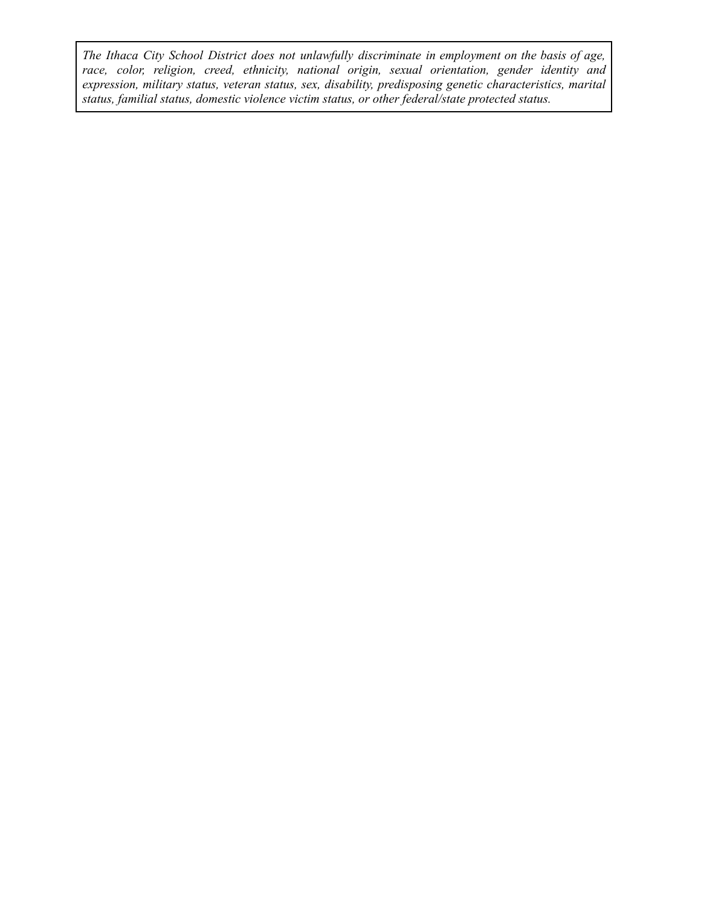*The Ithaca City School District does not unlawfully discriminate in employment on the basis of age, race, color, religion, creed, ethnicity, national origin, sexual orientation, gender identity and expression, military status, veteran status, sex, disability, predisposing genetic characteristics, marital status, familial status, domestic violence victim status, or other federal/state protected status.*